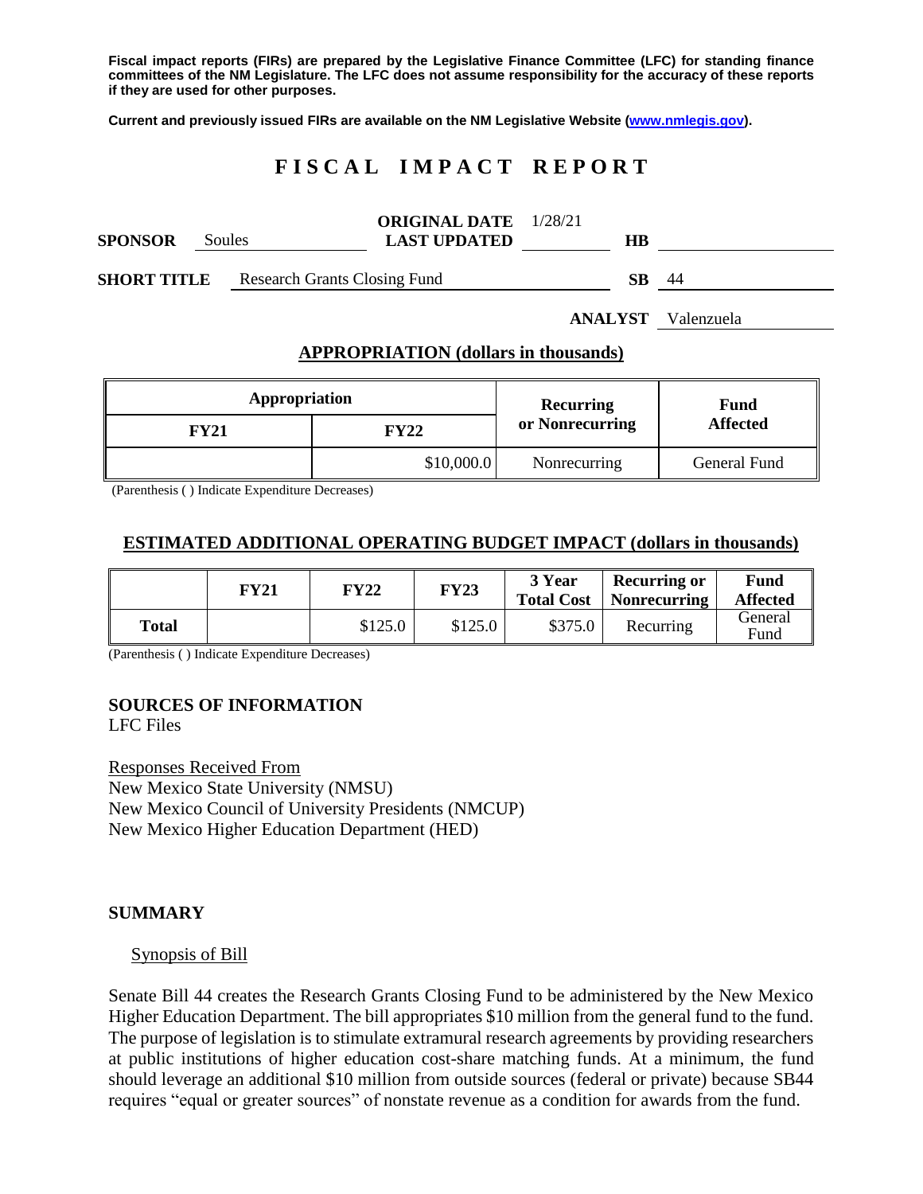**Fiscal impact reports (FIRs) are prepared by the Legislative Finance Committee (LFC) for standing finance committees of the NM Legislature. The LFC does not assume responsibility for the accuracy of these reports if they are used for other purposes.**

**Current and previously issued FIRs are available on the NM Legislative Website (www.nmlegis.gov).**

# FISCAL IMPACT REPORT

**SPONSOR** Soules **ORIGINAL DATE** 1/28/21 **LAST UPDATED** **HB**

**SHORT TITLE** Research Grants Closing Fund **SB** 44

**ANALYST** Valenzuela

## APPROPRIATION (dollars in thousands)

| Appropriation | | Recurring or Nonrecurring | Fund Affected |
|---|---|---|---|
| **FY21** | **FY22** | | |
| | $10,000.0 | Nonrecurring | General Fund |

(Parenthesis ( ) Indicate Expenditure Decreases)

## ESTIMATED ADDITIONAL OPERATING BUDGET IMPACT (dollars in thousands)

| | FY21 | FY22 | FY23 | 3 Year Total Cost | Recurring or Nonrecurring | Fund Affected |
|---|---|---|---|---|---|---|
| **Total** | | $125.0 | $125.0 | $375.0 | Recurring | General Fund |

(Parenthesis ( ) Indicate Expenditure Decreases)

**SOURCES OF INFORMATION**
LFC Files

Responses Received From
New Mexico State University (NMSU)
New Mexico Council of University Presidents (NMCUP)
New Mexico Higher Education Department (HED)

## SUMMARY

Synopsis of Bill

Senate Bill 44 creates the Research Grants Closing Fund to be administered by the New Mexico Higher Education Department. The bill appropriates $10 million from the general fund to the fund. The purpose of legislation is to stimulate extramural research agreements by providing researchers at public institutions of higher education cost-share matching funds. At a minimum, the fund should leverage an additional $10 million from outside sources (federal or private) because SB44 requires "equal or greater sources" of nonstate revenue as a condition for awards from the fund.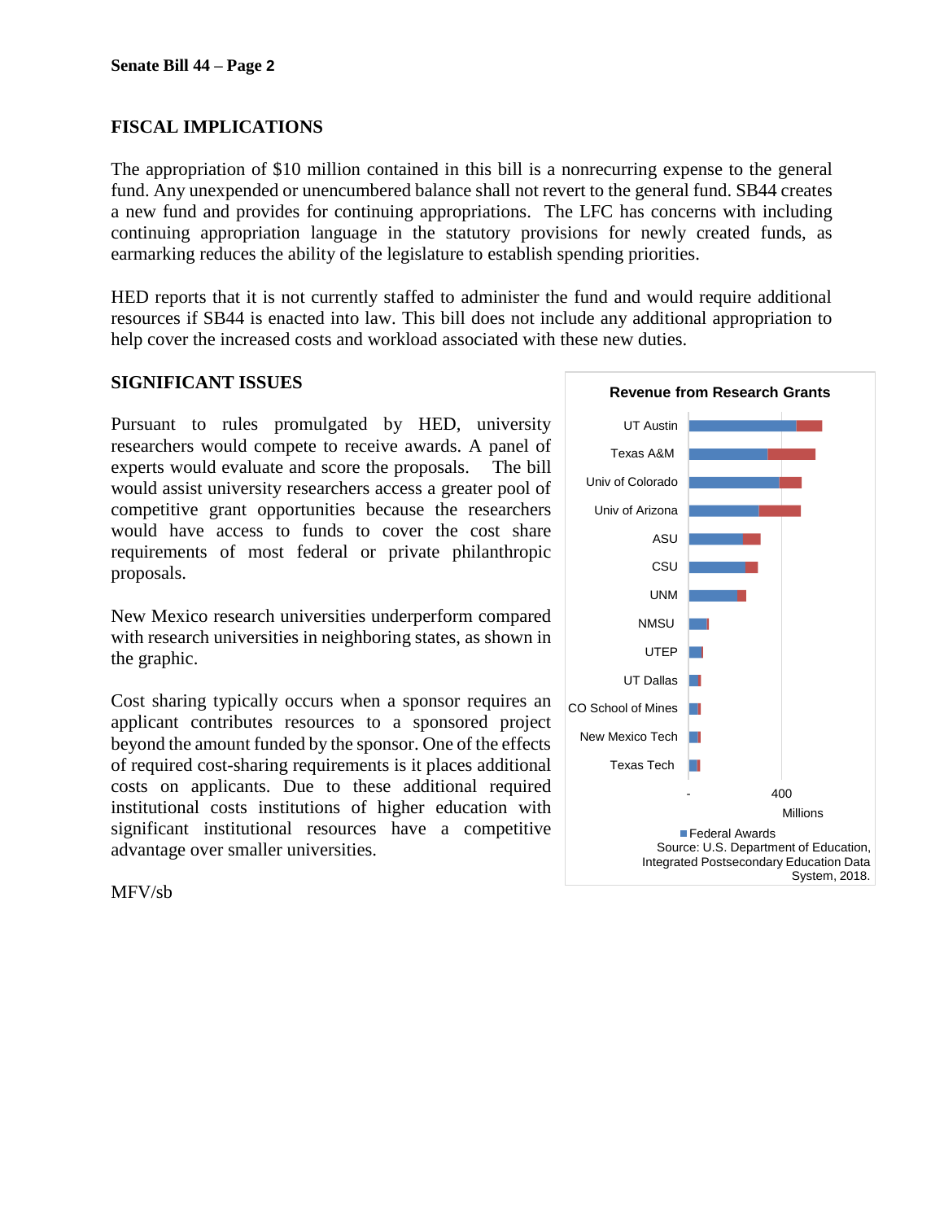## FISCAL IMPLICATIONS

The appropriation of $10 million contained in this bill is a nonrecurring expense to the general fund. Any unexpended or unencumbered balance shall not revert to the general fund. SB44 creates a new fund and provides for continuing appropriations. The LFC has concerns with including continuing appropriation language in the statutory provisions for newly created funds, as earmarking reduces the ability of the legislature to establish spending priorities.

HED reports that it is not currently staffed to administer the fund and would require additional resources if SB44 is enacted into law. This bill does not include any additional appropriation to help cover the increased costs and workload associated with these new duties.

## SIGNIFICANT ISSUES

Pursuant to rules promulgated by HED, university researchers would compete to receive awards. A panel of experts would evaluate and score the proposals. The bill would assist university researchers access a greater pool of competitive grant opportunities because the researchers would have access to funds to cover the cost share requirements of most federal or private philanthropic proposals.

New Mexico research universities underperform compared with research universities in neighboring states, as shown in the graphic.

Revenue from Research Grants

UT Austin
Texas A&M
Univ of Colorado
Univ of Arizona
ASU
CSU
UNM
NMSU
UTEP
UT Dallas
CO School of Mines
New Mexico Tech
Texas Tech

-
400
Millions

Federal Awards

Source: U.S. Department of Education, Integrated Postsecondary Education Data System, 2018.

Cost sharing typically occurs when a sponsor requires an applicant contributes resources to a sponsored project beyond the amount funded by the sponsor. One of the effects of required cost-sharing requirements is it places additional costs on applicants. Due to these additional required institutional costs institutions of higher education with significant institutional resources have a competitive advantage over smaller universities.

MFV/sb